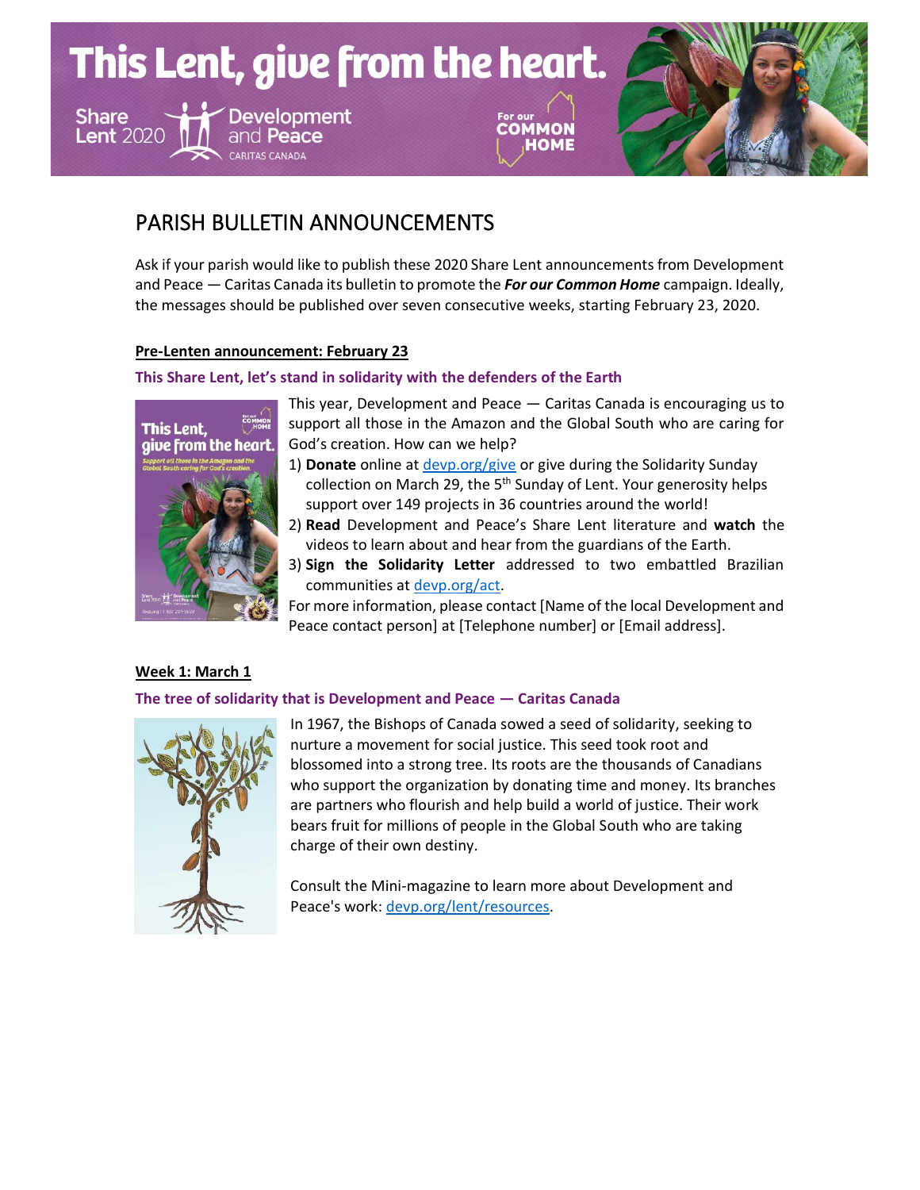# This Lent, give from the heart.

Share Lent 2020 — Development and Peace — Caritas Canada — For our Common Home

## PARISH BULLETIN ANNOUNCEMENTS

Ask if your parish would like to publish these 2020 Share Lent announcements from Development and Peace — Caritas Canada its bulletin to promote the ***For our Common Home*** campaign. Ideally, the messages should be published over seven consecutive weeks, starting February 23, 2020.

### Pre-Lenten announcement: February 23

#### This Share Lent, let's stand in solidarity with the defenders of the Earth

This year, Development and Peace — Caritas Canada is encouraging us to support all those in the Amazon and the Global South who are caring for God's creation. How can we help?

1) **Donate** online at devp.org/give or give during the Solidarity Sunday collection on March 29, the 5th Sunday of Lent. Your generosity helps support over 149 projects in 36 countries around the world!
2) **Read** Development and Peace's Share Lent literature and **watch** the videos to learn about and hear from the guardians of the Earth.
3) **Sign the Solidarity Letter** addressed to two embattled Brazilian communities at devp.org/act.

For more information, please contact [Name of the local Development and Peace contact person] at [Telephone number] or [Email address].

### Week 1: March 1

#### The tree of solidarity that is Development and Peace — Caritas Canada

In 1967, the Bishops of Canada sowed a seed of solidarity, seeking to nurture a movement for social justice. This seed took root and blossomed into a strong tree. Its roots are the thousands of Canadians who support the organization by donating time and money. Its branches are partners who flourish and help build a world of justice. Their work bears fruit for millions of people in the Global South who are taking charge of their own destiny.

Consult the Mini-magazine to learn more about Development and Peace's work: devp.org/lent/resources.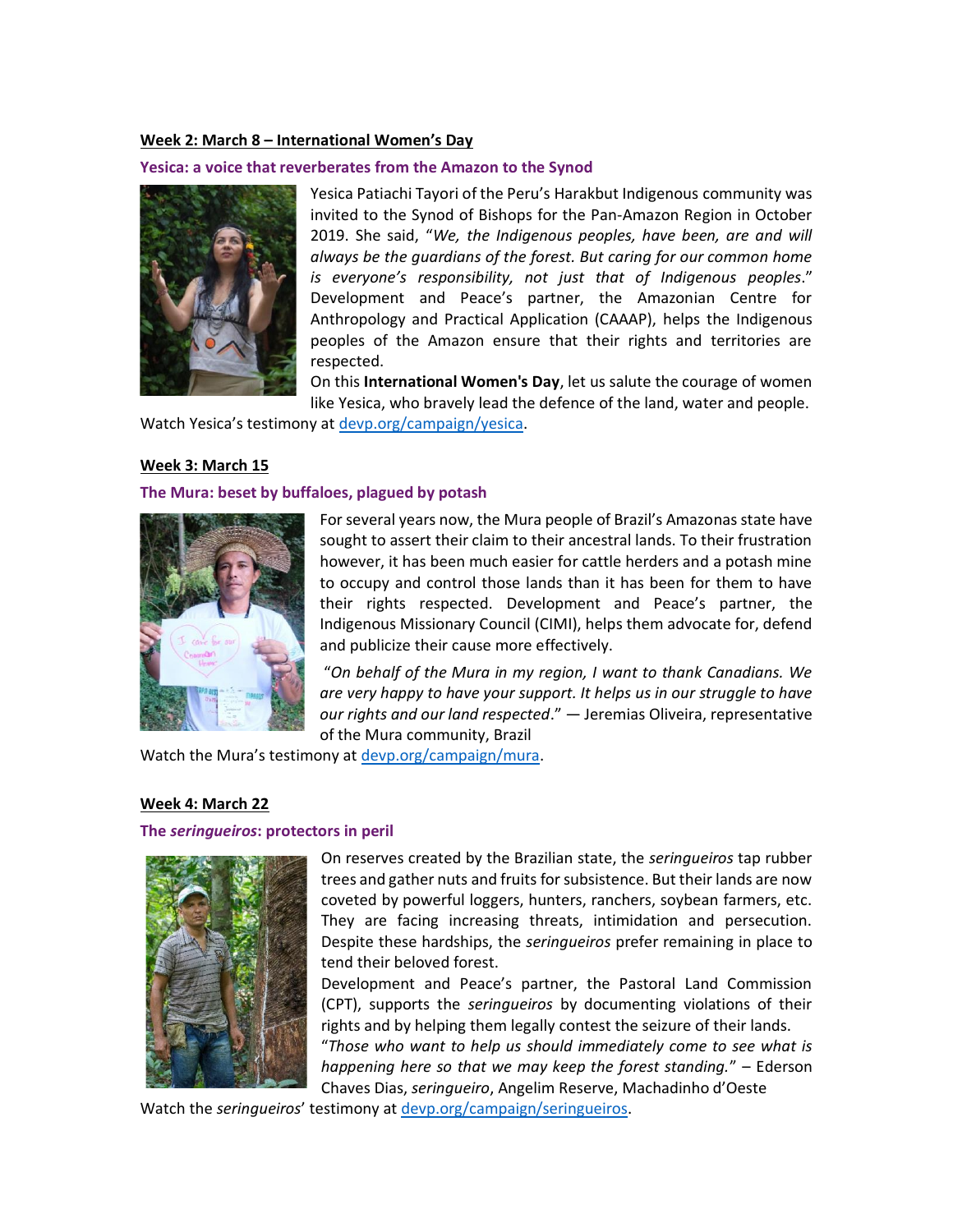**Week 2: March 8 – International Women's Day**

**Yesica: a voice that reverberates from the Amazon to the Synod**

Yesica Patiachi Tayori of the Peru's Harakbut Indigenous community was invited to the Synod of Bishops for the Pan-Amazon Region in October 2019. She said, "*We, the Indigenous peoples, have been, are and will always be the guardians of the forest. But caring for our common home is everyone's responsibility, not just that of Indigenous peoples*." Development and Peace's partner, the Amazonian Centre for Anthropology and Practical Application (CAAAP), helps the Indigenous peoples of the Amazon ensure that their rights and territories are respected.

On this **International Women's Day**, let us salute the courage of women like Yesica, who bravely lead the defence of the land, water and people.

Watch Yesica's testimony at [devp.org/campaign/yesica](devp.org/campaign/yesica).

**Week 3: March 15**

**The Mura: beset by buffaloes, plagued by potash**

For several years now, the Mura people of Brazil's Amazonas state have sought to assert their claim to their ancestral lands. To their frustration however, it has been much easier for cattle herders and a potash mine to occupy and control those lands than it has been for them to have their rights respected. Development and Peace's partner, the Indigenous Missionary Council (CIMI), helps them advocate for, defend and publicize their cause more effectively.

"*On behalf of the Mura in my region, I want to thank Canadians. We are very happy to have your support. It helps us in our struggle to have our rights and our land respected*." — Jeremias Oliveira, representative of the Mura community, Brazil

Watch the Mura's testimony at [devp.org/campaign/mura](devp.org/campaign/mura).

**Week 4: March 22**

**The *seringueiros*: protectors in peril**

On reserves created by the Brazilian state, the *seringueiros* tap rubber trees and gather nuts and fruits for subsistence. But their lands are now coveted by powerful loggers, hunters, ranchers, soybean farmers, etc. They are facing increasing threats, intimidation and persecution. Despite these hardships, the *seringueiros* prefer remaining in place to tend their beloved forest.

Development and Peace's partner, the Pastoral Land Commission (CPT), supports the *seringueiros* by documenting violations of their rights and by helping them legally contest the seizure of their lands.

"*Those who want to help us should immediately come to see what is happening here so that we may keep the forest standing.*" – Ederson Chaves Dias, *seringueiro*, Angelim Reserve, Machadinho d'Oeste

Watch the *seringueiros*' testimony at [devp.org/campaign/seringueiros](devp.org/campaign/seringueiros).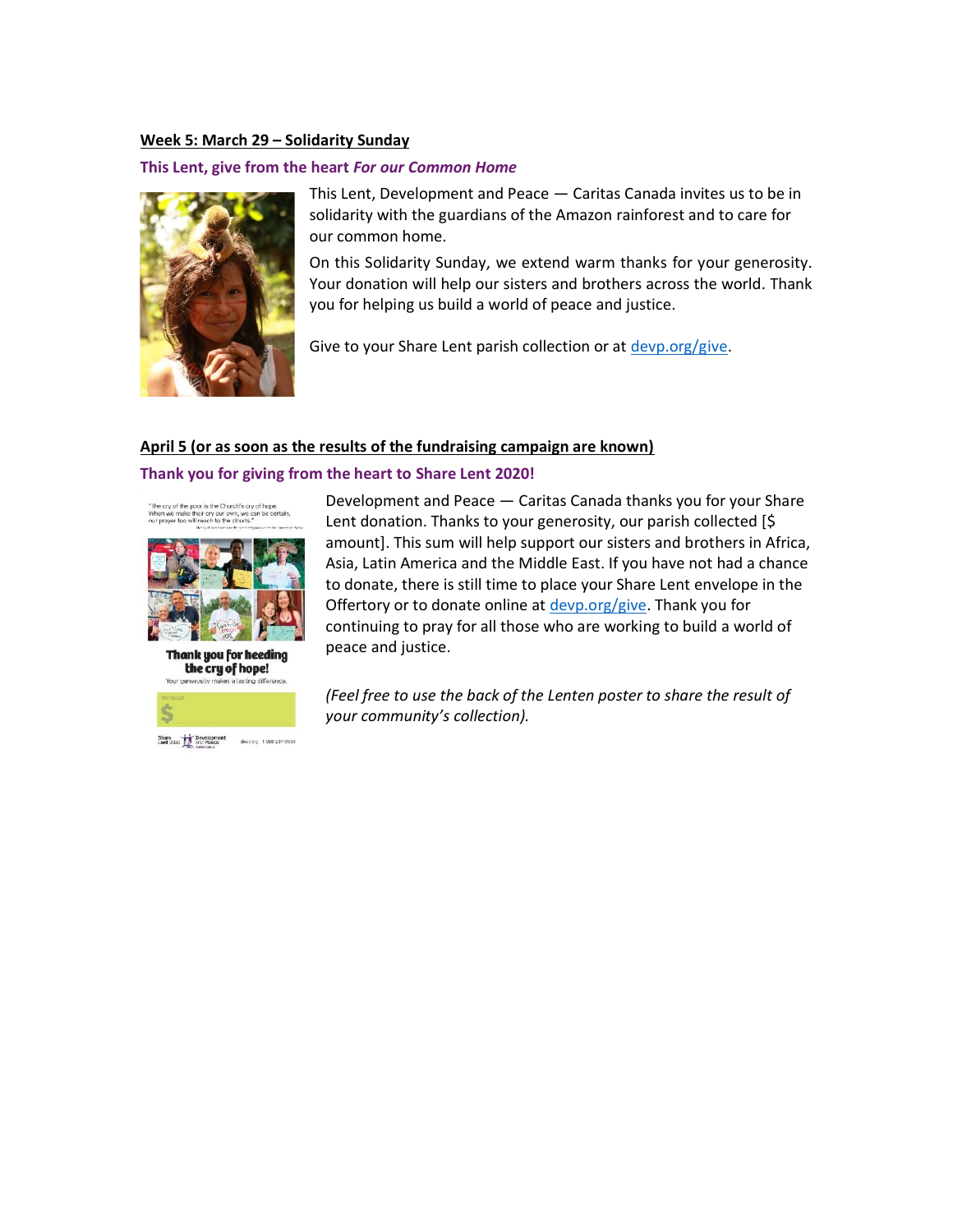**Week 5: March 29 – Solidarity Sunday**

**This Lent, give from the heart *For our Common Home***

This Lent, Development and Peace — Caritas Canada invites us to be in solidarity with the guardians of the Amazon rainforest and to care for our common home.

On this Solidarity Sunday, we extend warm thanks for your generosity. Your donation will help our sisters and brothers across the world. Thank you for helping us build a world of peace and justice.

Give to your Share Lent parish collection or at devp.org/give.

**April 5 (or as soon as the results of the fundraising campaign are known)**

**Thank you for giving from the heart to Share Lent 2020!**

Development and Peace — Caritas Canada thanks you for your Share Lent donation. Thanks to your generosity, our parish collected [$ amount]. This sum will help support our sisters and brothers in Africa, Asia, Latin America and the Middle East. If you have not had a chance to donate, there is still time to place your Share Lent envelope in the Offertory or to donate online at devp.org/give. Thank you for continuing to pray for all those who are working to build a world of peace and justice.

*(Feel free to use the back of the Lenten poster to share the result of your community's collection).*